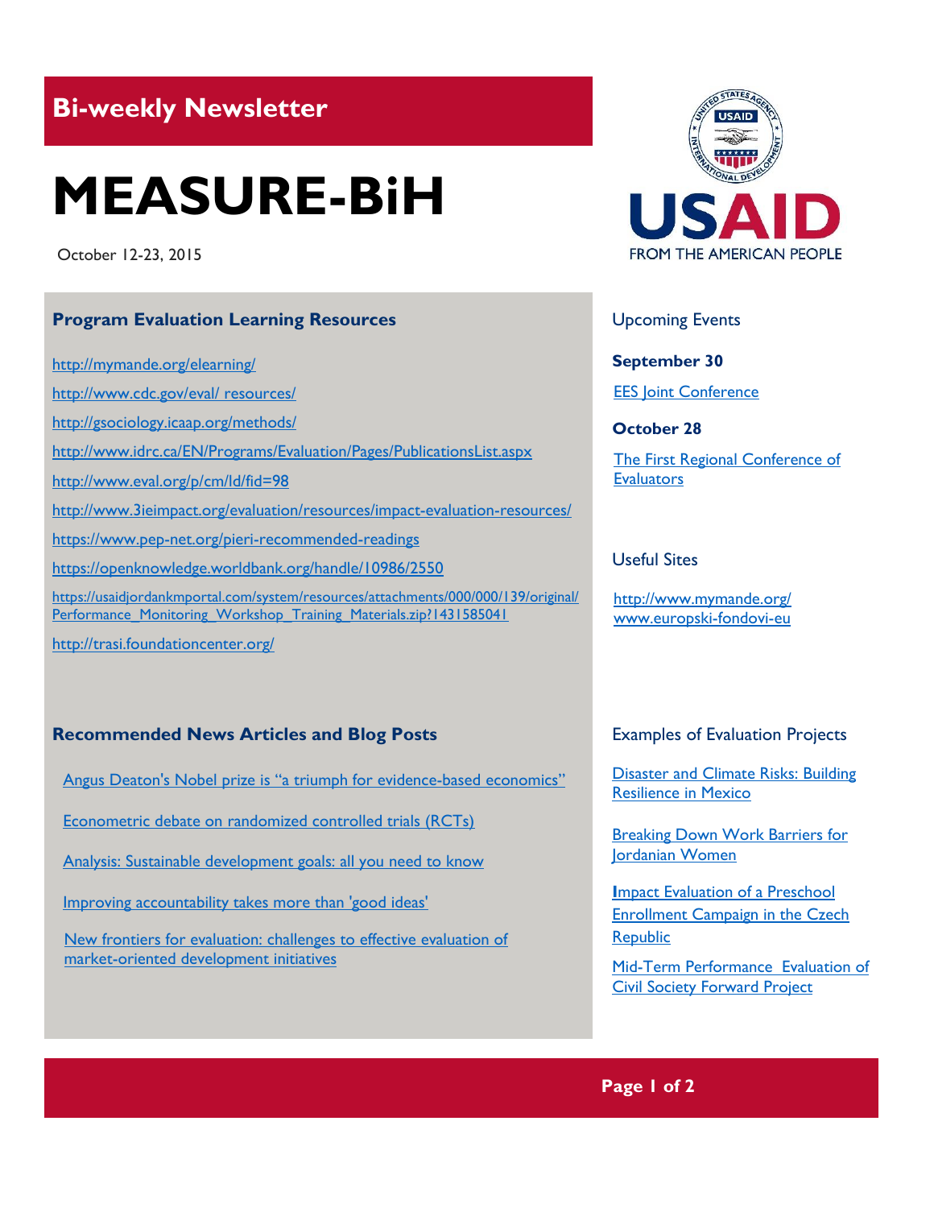## Bi-weekly Newsletter

# MEASURE-BiH

October 12-23, 2015

USAID
FROM THE AMERICAN PEOPLE

### Program Evaluation Learning Resources

http://mymande.org/elearning/

http://www.cdc.gov/eval/ resources/

http://gsociology.icaap.org/methods/

http://www.idrc.ca/EN/Programs/Evaluation/Pages/PublicationsList.aspx

http://www.eval.org/p/cm/ld/fid=98

http://www.3ieimpact.org/evaluation/resources/impact-evaluation-resources/

https://www.pep-net.org/pieri-recommended-readings

https://openknowledge.worldbank.org/handle/10986/2550

https://usaidjordankmportal.com/system/resources/attachments/000/000/139/original/Performance_Monitoring_Workshop_Training_Materials.zip?1431585041

http://trasi.foundationcenter.org/

### Recommended News Articles and Blog Posts

Angus Deaton's Nobel prize is "a triumph for evidence-based economics"

Econometric debate on randomized controlled trials (RCTs)

Analysis: Sustainable development goals: all you need to know

Improving accountability takes more than 'good ideas'

New frontiers for evaluation: challenges to effective evaluation of market-oriented development initiatives

### Upcoming Events

**September 30**

EES Joint Conference

**October 28**

The First Regional Conference of Evaluators

### Useful Sites

http://www.mymande.org/
www.europski-fondovi-eu

### Examples of Evaluation Projects

Disaster and Climate Risks: Building Resilience in Mexico

Breaking Down Work Barriers for Jordanian Women

Impact Evaluation of a Preschool Enrollment Campaign in the Czech Republic

Mid-Term Performance Evaluation of Civil Society Forward Project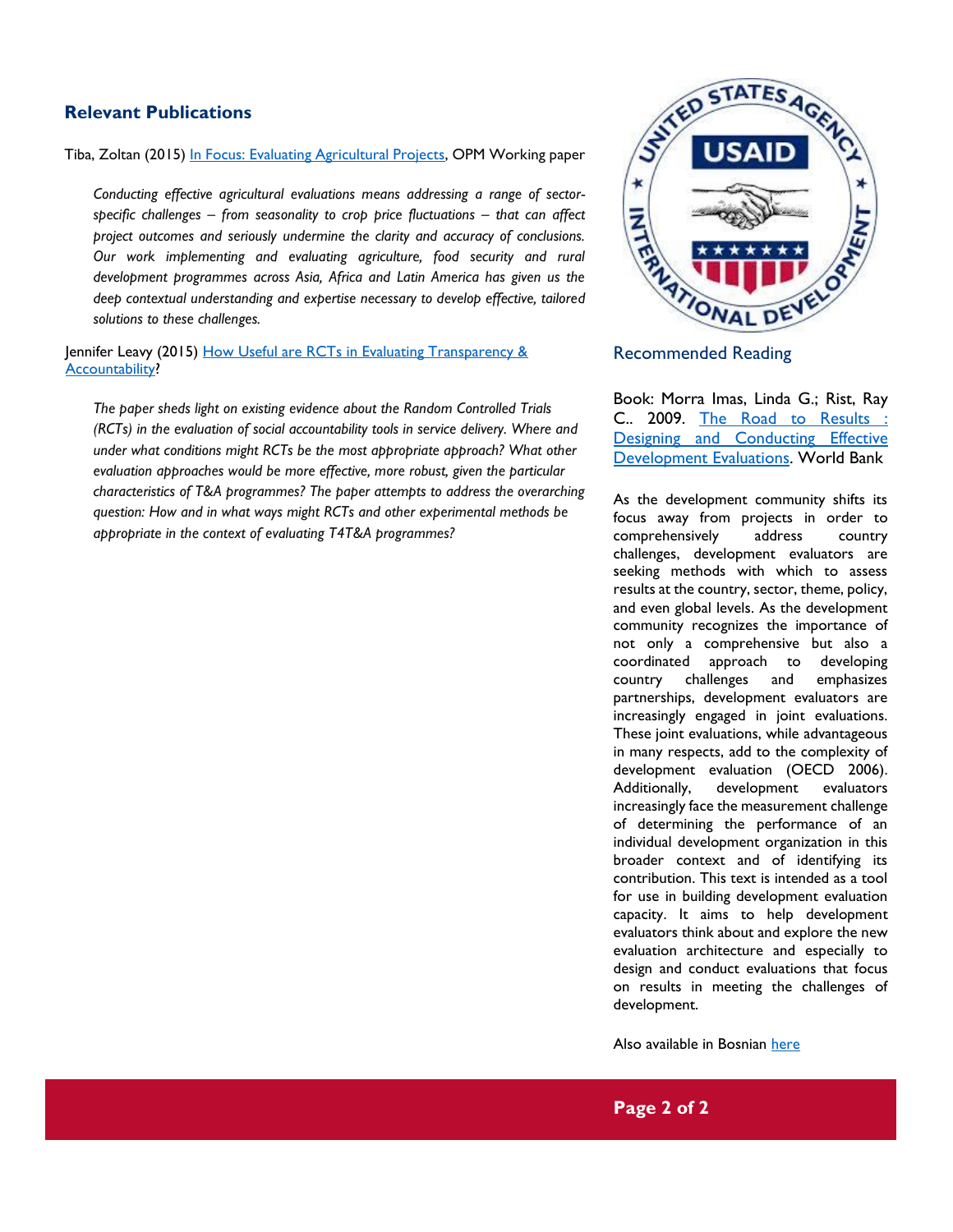## Relevant Publications

Tiba, Zoltan (2015) [In Focus: Evaluating Agricultural Projects](), OPM Working paper

> *Conducting effective agricultural evaluations means addressing a range of sector-specific challenges – from seasonality to crop price fluctuations – that can affect project outcomes and seriously undermine the clarity and accuracy of conclusions. Our work implementing and evaluating agriculture, food security and rural development programmes across Asia, Africa and Latin America has given us the deep contextual understanding and expertise necessary to develop effective, tailored solutions to these challenges.*

Jennifer Leavy (2015) [How Useful are RCTs in Evaluating Transparency & Accountability]()?

> *The paper sheds light on existing evidence about the Random Controlled Trials (RCTs) in the evaluation of social accountability tools in service delivery. Where and under what conditions might RCTs be the most appropriate approach? What other evaluation approaches would be more effective, more robust, given the particular characteristics of T&A programmes? The paper attempts to address the overarching question: How and in what ways might RCTs and other experimental methods be appropriate in the context of evaluating T4T&A programmes?*

### Recommended Reading

Book: Morra Imas, Linda G.; Rist, Ray C.. 2009. [The Road to Results : Designing and Conducting Effective Development Evaluations](). World Bank

As the development community shifts its focus away from projects in order to comprehensively address country challenges, development evaluators are seeking methods with which to assess results at the country, sector, theme, policy, and even global levels. As the development community recognizes the importance of not only a comprehensive but also a coordinated approach to developing country challenges and emphasizes partnerships, development evaluators are increasingly engaged in joint evaluations. These joint evaluations, while advantageous in many respects, add to the complexity of development evaluation (OECD 2006). Additionally, development evaluators increasingly face the measurement challenge of determining the performance of an individual development organization in this broader context and of identifying its contribution. This text is intended as a tool for use in building development evaluation capacity. It aims to help development evaluators think about and explore the new evaluation architecture and especially to design and conduct evaluations that focus on results in meeting the challenges of development.

Also available in Bosnian [here]()